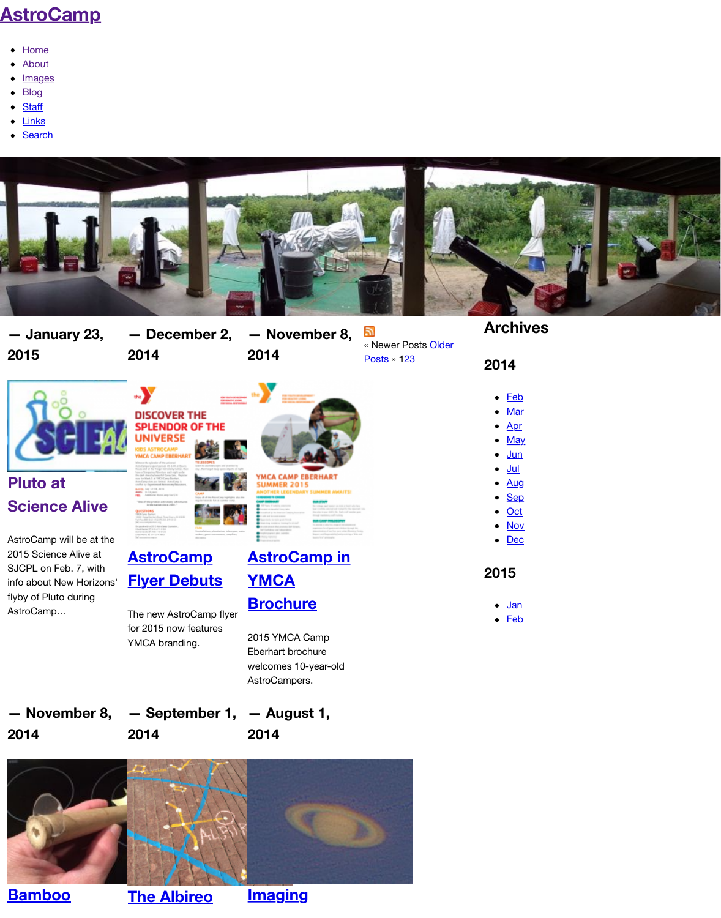# AstroCamp

- Home
- About
- Images
- Blog
- Staff
- Links
- Search

— January 23, 2015

## Pluto at Science Alive

AstroCamp will be at the 2015 Science Alive at SJCPL on Feb. 7, with info about New Horizons' flyby of Pluto during AstroCamp…

— December 2, 2014

## AstroCamp Flyer Debuts

The new AstroCamp flyer for 2015 now features YMCA branding.

— November 8, 2014

## AstroCamp in YMCA Brochure

2015 YMCA Camp Eberhart brochure welcomes 10-year-old AstroCampers.

« Newer Posts Older Posts » 123

— November 8, 2014

## Bamboo

— September 1, 2014

## The Albireo

— August 1, 2014

## Imaging

## Archives

### 2014

- Feb
- Mar
- Apr
- May
- Jun
- Jul
- Aug
- Sep
- Oct
- Nov
- Dec

### 2015

- Jan
- Feb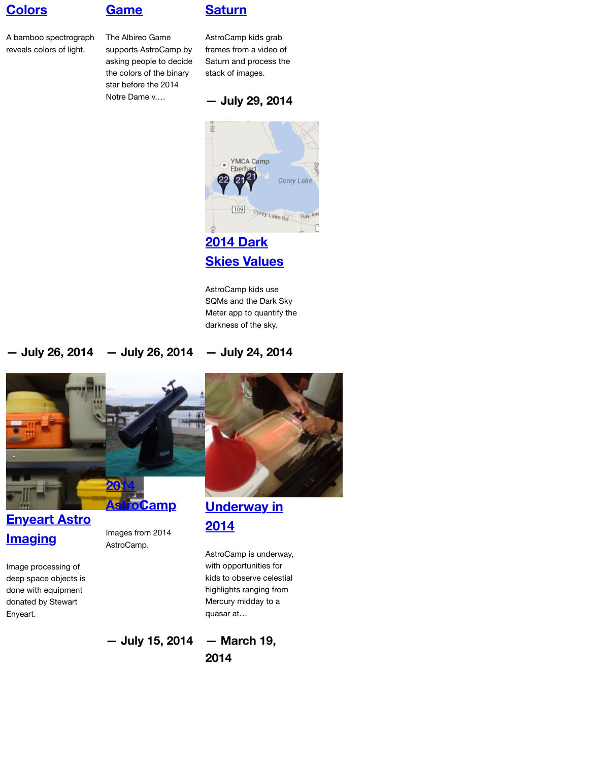## Colors

A bamboo spectrograph reveals colors of light.

— July 26, 2014

## Game

The Albireo Game supports AstroCamp by asking people to decide the colors of the binary star before the 2014 Notre Dame v.…

— July 26, 2014

## Saturn

AstroCamp kids grab frames from a video of Saturn and process the stack of images.

— July 29, 2014

## 2014 Dark Skies Values

AstroCamp kids use SQMs and the Dark Sky Meter app to quantify the darkness of the sky.

— July 24, 2014

## Enyeart Astro Imaging

Image processing of deep space objects is done with equipment donated by Stewart Enyeart.

## 2014 AstroCamp

Images from 2014 AstroCamp.

— July 15, 2014

## Underway in 2014

AstroCamp is underway, with opportunities for kids to observe celestial highlights ranging from Mercury midday to a quasar at…

— March 19, 2014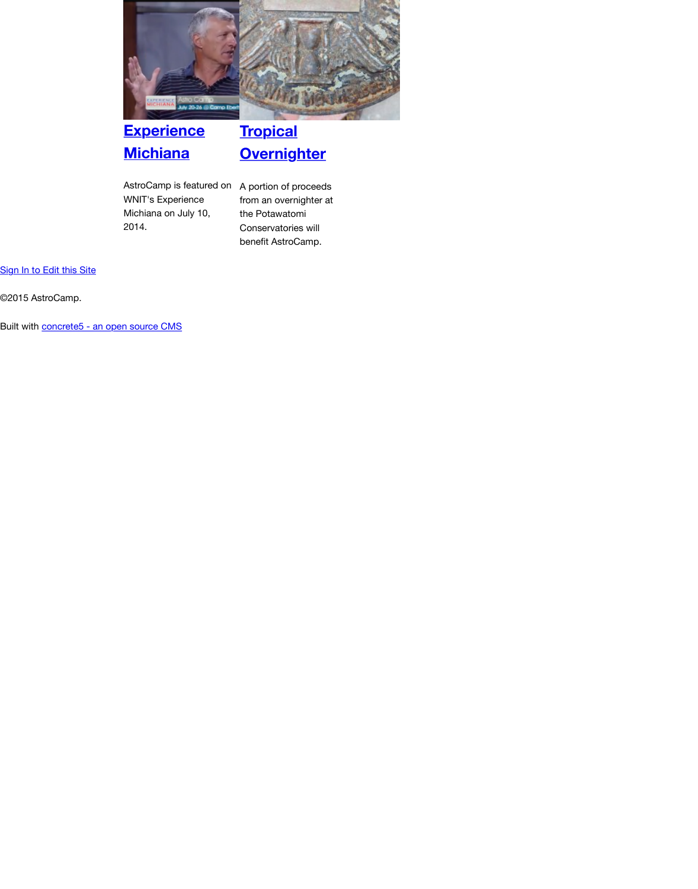## Experience Michiana

AstroCamp is featured on WNIT's Experience Michiana on July 10, 2014.

## Tropical Overnighter

A portion of proceeds from an overnighter at the Potawatomi Conservatories will benefit AstroCamp.

Sign In to Edit this Site

©2015 AstroCamp.

Built with concrete5 - an open source CMS